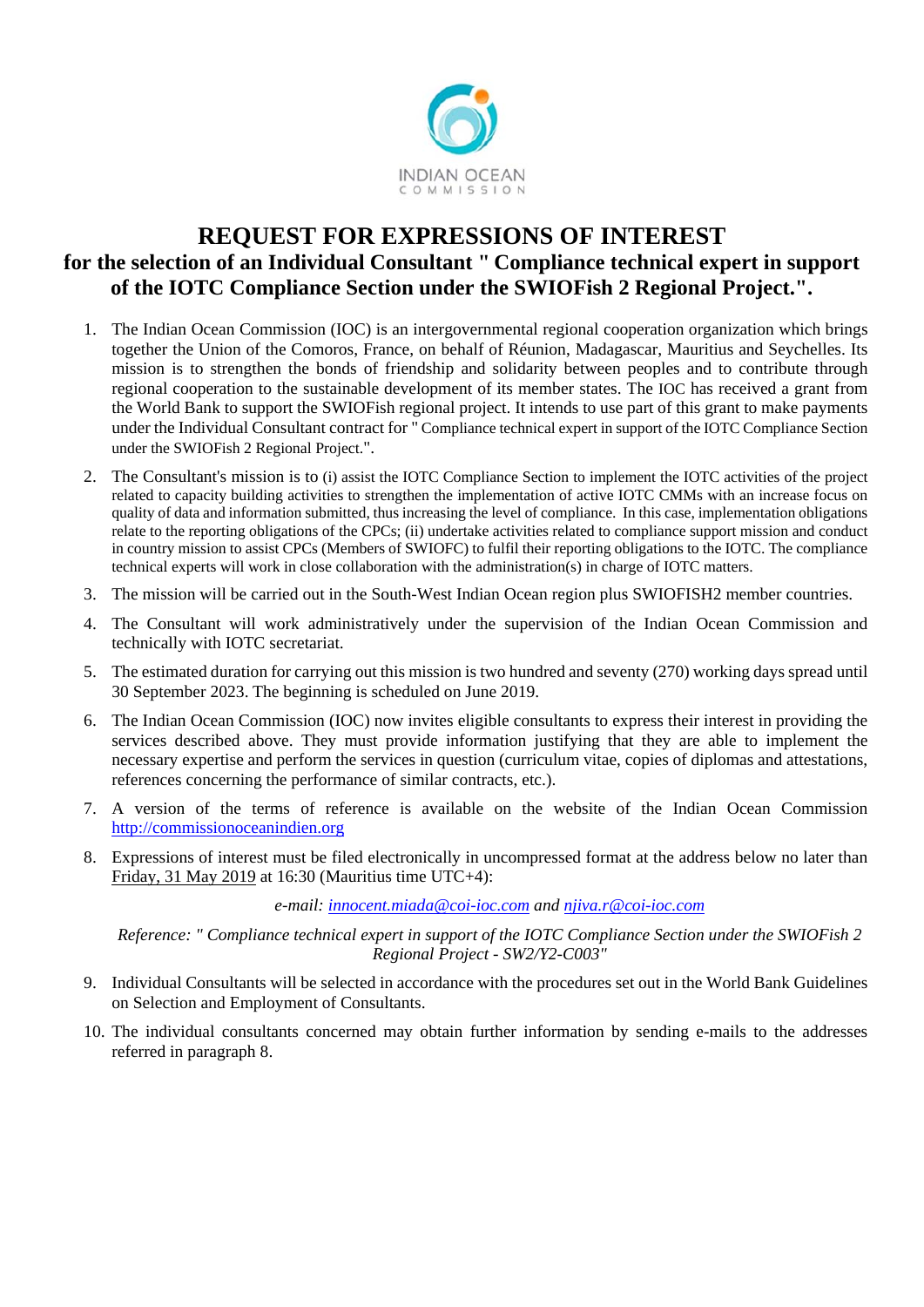INDIAN OCEAN
COMMISSION

# REQUEST FOR EXPRESSIONS OF INTEREST

## for the selection of an Individual Consultant " Compliance technical expert in support of the IOTC Compliance Section under the SWIOFish 2 Regional Project.".

1. The Indian Ocean Commission (IOC) is an intergovernmental regional cooperation organization which brings together the Union of the Comoros, France, on behalf of Réunion, Madagascar, Mauritius and Seychelles. Its mission is to strengthen the bonds of friendship and solidarity between peoples and to contribute through regional cooperation to the sustainable development of its member states. The IOC has received a grant from the World Bank to support the SWIOFish regional project. It intends to use part of this grant to make payments under the Individual Consultant contract for " Compliance technical expert in support of the IOTC Compliance Section under the SWIOFish 2 Regional Project.".

2. The Consultant's mission is to (i) assist the IOTC Compliance Section to implement the IOTC activities of the project related to capacity building activities to strengthen the implementation of active IOTC CMMs with an increase focus on quality of data and information submitted, thus increasing the level of compliance. In this case, implementation obligations relate to the reporting obligations of the CPCs; (ii) undertake activities related to compliance support mission and conduct in country mission to assist CPCs (Members of SWIOFC) to fulfil their reporting obligations to the IOTC. The compliance technical experts will work in close collaboration with the administration(s) in charge of IOTC matters.

3. The mission will be carried out in the South-West Indian Ocean region plus SWIOFISH2 member countries.

4. The Consultant will work administratively under the supervision of the Indian Ocean Commission and technically with IOTC secretariat.

5. The estimated duration for carrying out this mission is two hundred and seventy (270) working days spread until 30 September 2023. The beginning is scheduled on June 2019.

6. The Indian Ocean Commission (IOC) now invites eligible consultants to express their interest in providing the services described above. They must provide information justifying that they are able to implement the necessary expertise and perform the services in question (curriculum vitae, copies of diplomas and attestations, references concerning the performance of similar contracts, etc.).

7. A version of the terms of reference is available on the website of the Indian Ocean Commission http://commissionoceanindien.org

8. Expressions of interest must be filed electronically in uncompressed format at the address below no later than Friday, 31 May 2019 at 16:30 (Mauritius time UTC+4):

   *e-mail: innocent.miada@coi-ioc.com and njiva.r@coi-ioc.com*

   *Reference: " Compliance technical expert in support of the IOTC Compliance Section under the SWIOFish 2 Regional Project - SW2/Y2-C003"*

9. Individual Consultants will be selected in accordance with the procedures set out in the World Bank Guidelines on Selection and Employment of Consultants.

10. The individual consultants concerned may obtain further information by sending e-mails to the addresses referred in paragraph 8.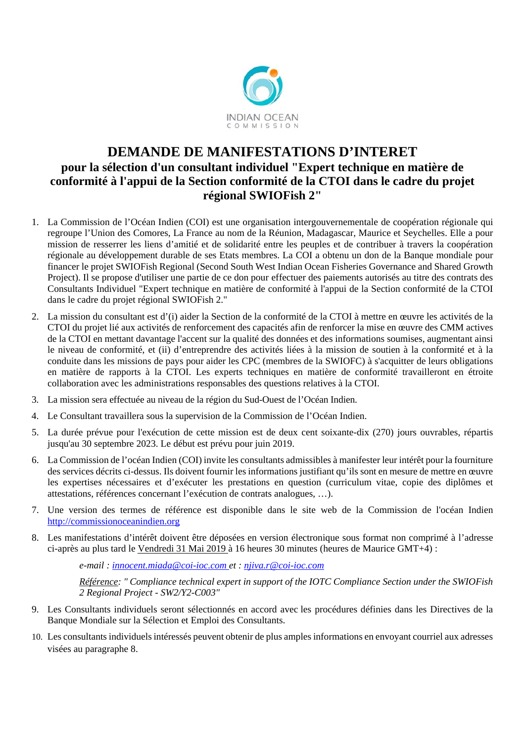INDIAN OCEAN COMMISSION

# DEMANDE DE MANIFESTATIONS D'INTERET

## pour la sélection d'un consultant individuel "Expert technique en matière de conformité à l'appui de la Section conformité de la CTOI dans le cadre du projet régional SWIOFish 2"

1. La Commission de l'Océan Indien (COI) est une organisation intergouvernementale de coopération régionale qui regroupe l'Union des Comores, La France au nom de la Réunion, Madagascar, Maurice et Seychelles. Elle a pour mission de resserrer les liens d'amitié et de solidarité entre les peuples et de contribuer à travers la coopération régionale au développement durable de ses Etats membres. La COI a obtenu un don de la Banque mondiale pour financer le projet SWIOFish Regional (Second South West Indian Ocean Fisheries Governance and Shared Growth Project). Il se propose d'utiliser une partie de ce don pour effectuer des paiements autorisés au titre des contrats des Consultants Individuel "Expert technique en matière de conformité à l'appui de la Section conformité de la CTOI dans le cadre du projet régional SWIOFish 2."
2. La mission du consultant est d'(i) aider la Section de la conformité de la CTOI à mettre en œuvre les activités de la CTOI du projet lié aux activités de renforcement des capacités afin de renforcer la mise en œuvre des CMM actives de la CTOI en mettant davantage l'accent sur la qualité des données et des informations soumises, augmentant ainsi le niveau de conformité, et (ii) d'entreprendre des activités liées à la mission de soutien à la conformité et à la conduite dans les missions de pays pour aider les CPC (membres de la SWIOFC) à s'acquitter de leurs obligations en matière de rapports à la CTOI. Les experts techniques en matière de conformité travailleront en étroite collaboration avec les administrations responsables des questions relatives à la CTOI.
3. La mission sera effectuée au niveau de la région du Sud-Ouest de l'Océan Indien.
4. Le Consultant travaillera sous la supervision de la Commission de l'Océan Indien.
5. La durée prévue pour l'exécution de cette mission est de deux cent soixante-dix (270) jours ouvrables, répartis jusqu'au 30 septembre 2023. Le début est prévu pour juin 2019.
6. La Commission de l'océan Indien (COI) invite les consultants admissibles à manifester leur intérêt pour la fourniture des services décrits ci-dessus. Ils doivent fournir les informations justifiant qu'ils sont en mesure de mettre en œuvre les expertises nécessaires et d'exécuter les prestations en question (curriculum vitae, copie des diplômes et attestations, références concernant l'exécution de contrats analogues, …).
7. Une version des termes de référence est disponible dans le site web de la Commission de l'océan Indien http://commissionoceanindien.org
8. Les manifestations d'intérêt doivent être déposées en version électronique sous format non comprimé à l'adresse ci-après au plus tard le Vendredi 31 Mai 2019 à 16 heures 30 minutes (heures de Maurice GMT+4) :

   *e-mail : innocent.miada@coi-ioc.com et : njiva.r@coi-ioc.com*

   *Référence: " Compliance technical expert in support of the IOTC Compliance Section under the SWIOFish 2 Regional Project - SW2/Y2-C003"*
9. Les Consultants individuels seront sélectionnés en accord avec les procédures définies dans les Directives de la Banque Mondiale sur la Sélection et Emploi des Consultants.
10. Les consultants individuels intéressés peuvent obtenir de plus amples informations en envoyant courriel aux adresses visées au paragraphe 8.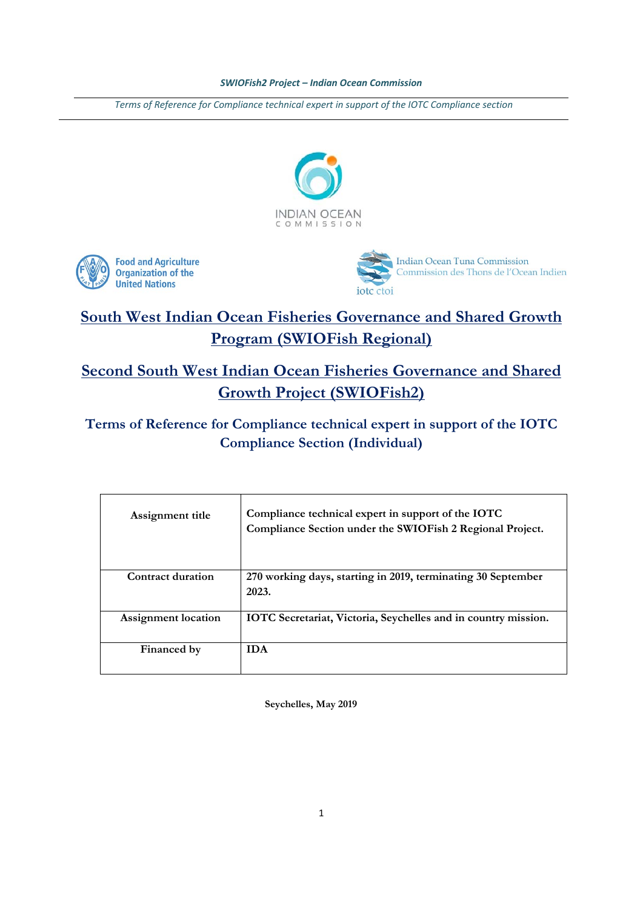# South West Indian Ocean Fisheries Governance and Shared Growth Program (SWIOFish Regional)

# Second South West Indian Ocean Fisheries Governance and Shared Growth Project (SWIOFish2)

## Terms of Reference for Compliance technical expert in support of the IOTC Compliance Section (Individual)

| Assignment title | Compliance technical expert in support of the IOTC Compliance Section under the SWIOFish 2 Regional Project. |
|---|---|
| Contract duration | 270 working days, starting in 2019, terminating 30 September 2023. |
| Assignment location | IOTC Secretariat, Victoria, Seychelles and in country mission. |
| Financed by | IDA |

**Seychelles, May 2019**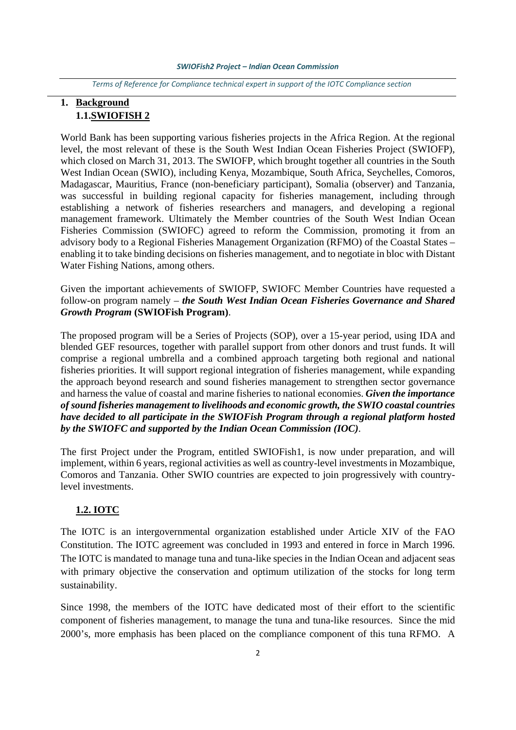# 1. Background

## 1.1. SWIOFISH 2

World Bank has been supporting various fisheries projects in the Africa Region. At the regional level, the most relevant of these is the South West Indian Ocean Fisheries Project (SWIOFP), which closed on March 31, 2013. The SWIOFP, which brought together all countries in the South West Indian Ocean (SWIO), including Kenya, Mozambique, South Africa, Seychelles, Comoros, Madagascar, Mauritius, France (non-beneficiary participant), Somalia (observer) and Tanzania, was successful in building regional capacity for fisheries management, including through establishing a network of fisheries researchers and managers, and developing a regional management framework. Ultimately the Member countries of the South West Indian Ocean Fisheries Commission (SWIOFC) agreed to reform the Commission, promoting it from an advisory body to a Regional Fisheries Management Organization (RFMO) of the Coastal States – enabling it to take binding decisions on fisheries management, and to negotiate in bloc with Distant Water Fishing Nations, among others.

Given the important achievements of SWIOFP, SWIOFC Member Countries have requested a follow-on program namely – ***the South West Indian Ocean Fisheries Governance and Shared Growth Program*** **(SWIOFish Program)**.

The proposed program will be a Series of Projects (SOP), over a 15-year period, using IDA and blended GEF resources, together with parallel support from other donors and trust funds. It will comprise a regional umbrella and a combined approach targeting both regional and national fisheries priorities. It will support regional integration of fisheries management, while expanding the approach beyond research and sound fisheries management to strengthen sector governance and harness the value of coastal and marine fisheries to national economies. ***Given the importance of sound fisheries management to livelihoods and economic growth, the SWIO coastal countries have decided to all participate in the SWIOFish Program through a regional platform hosted by the SWIOFC and supported by the Indian Ocean Commission (IOC)***.

The first Project under the Program, entitled SWIOFish1, is now under preparation, and will implement, within 6 years, regional activities as well as country-level investments in Mozambique, Comoros and Tanzania. Other SWIO countries are expected to join progressively with country-level investments.

## 1.2. IOTC

The IOTC is an intergovernmental organization established under Article XIV of the FAO Constitution. The IOTC agreement was concluded in 1993 and entered in force in March 1996. The IOTC is mandated to manage tuna and tuna-like species in the Indian Ocean and adjacent seas with primary objective the conservation and optimum utilization of the stocks for long term sustainability.

Since 1998, the members of the IOTC have dedicated most of their effort to the scientific component of fisheries management, to manage the tuna and tuna-like resources. Since the mid 2000's, more emphasis has been placed on the compliance component of this tuna RFMO. A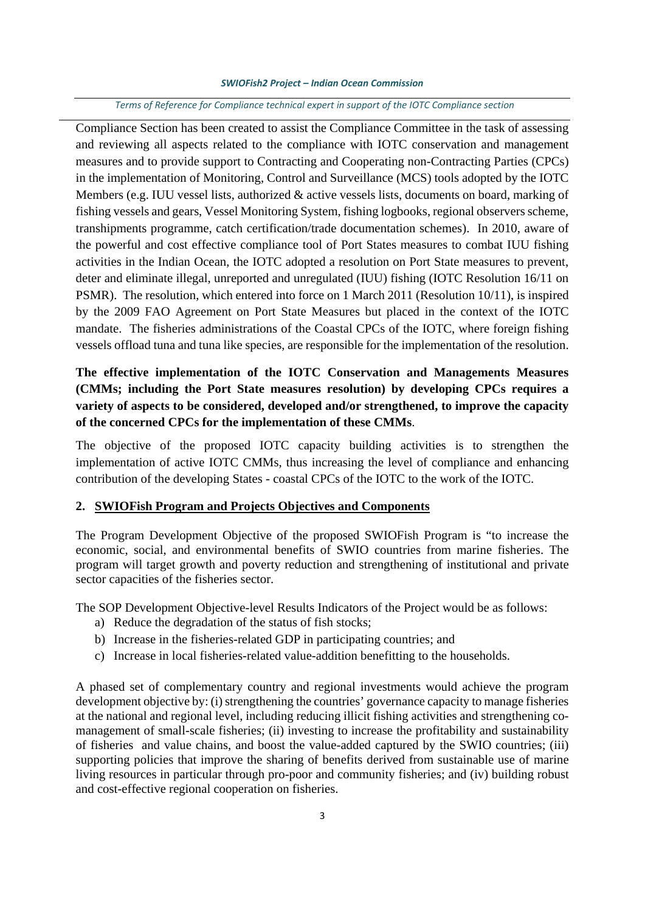Compliance Section has been created to assist the Compliance Committee in the task of assessing and reviewing all aspects related to the compliance with IOTC conservation and management measures and to provide support to Contracting and Cooperating non-Contracting Parties (CPCs) in the implementation of Monitoring, Control and Surveillance (MCS) tools adopted by the IOTC Members (e.g. IUU vessel lists, authorized & active vessels lists, documents on board, marking of fishing vessels and gears, Vessel Monitoring System, fishing logbooks, regional observers scheme, transhipments programme, catch certification/trade documentation schemes). In 2010, aware of the powerful and cost effective compliance tool of Port States measures to combat IUU fishing activities in the Indian Ocean, the IOTC adopted a resolution on Port State measures to prevent, deter and eliminate illegal, unreported and unregulated (IUU) fishing (IOTC Resolution 16/11 on PSMR). The resolution, which entered into force on 1 March 2011 (Resolution 10/11), is inspired by the 2009 FAO Agreement on Port State Measures but placed in the context of the IOTC mandate. The fisheries administrations of the Coastal CPCs of the IOTC, where foreign fishing vessels offload tuna and tuna like species, are responsible for the implementation of the resolution.

**The effective implementation of the IOTC Conservation and Managements Measures (CMMs; including the Port State measures resolution) by developing CPCs requires a variety of aspects to be considered, developed and/or strengthened, to improve the capacity of the concerned CPCs for the implementation of these CMMs**.

The objective of the proposed IOTC capacity building activities is to strengthen the implementation of active IOTC CMMs, thus increasing the level of compliance and enhancing contribution of the developing States - coastal CPCs of the IOTC to the work of the IOTC.

## 2. SWIOFish Program and Projects Objectives and Components

The Program Development Objective of the proposed SWIOFish Program is "to increase the economic, social, and environmental benefits of SWIO countries from marine fisheries. The program will target growth and poverty reduction and strengthening of institutional and private sector capacities of the fisheries sector.

The SOP Development Objective-level Results Indicators of the Project would be as follows:

a) Reduce the degradation of the status of fish stocks;
b) Increase in the fisheries-related GDP in participating countries; and
c) Increase in local fisheries-related value-addition benefitting to the households.

A phased set of complementary country and regional investments would achieve the program development objective by: (i) strengthening the countries' governance capacity to manage fisheries at the national and regional level, including reducing illicit fishing activities and strengthening co-management of small-scale fisheries; (ii) investing to increase the profitability and sustainability of fisheries and value chains, and boost the value-added captured by the SWIO countries; (iii) supporting policies that improve the sharing of benefits derived from sustainable use of marine living resources in particular through pro-poor and community fisheries; and (iv) building robust and cost-effective regional cooperation on fisheries.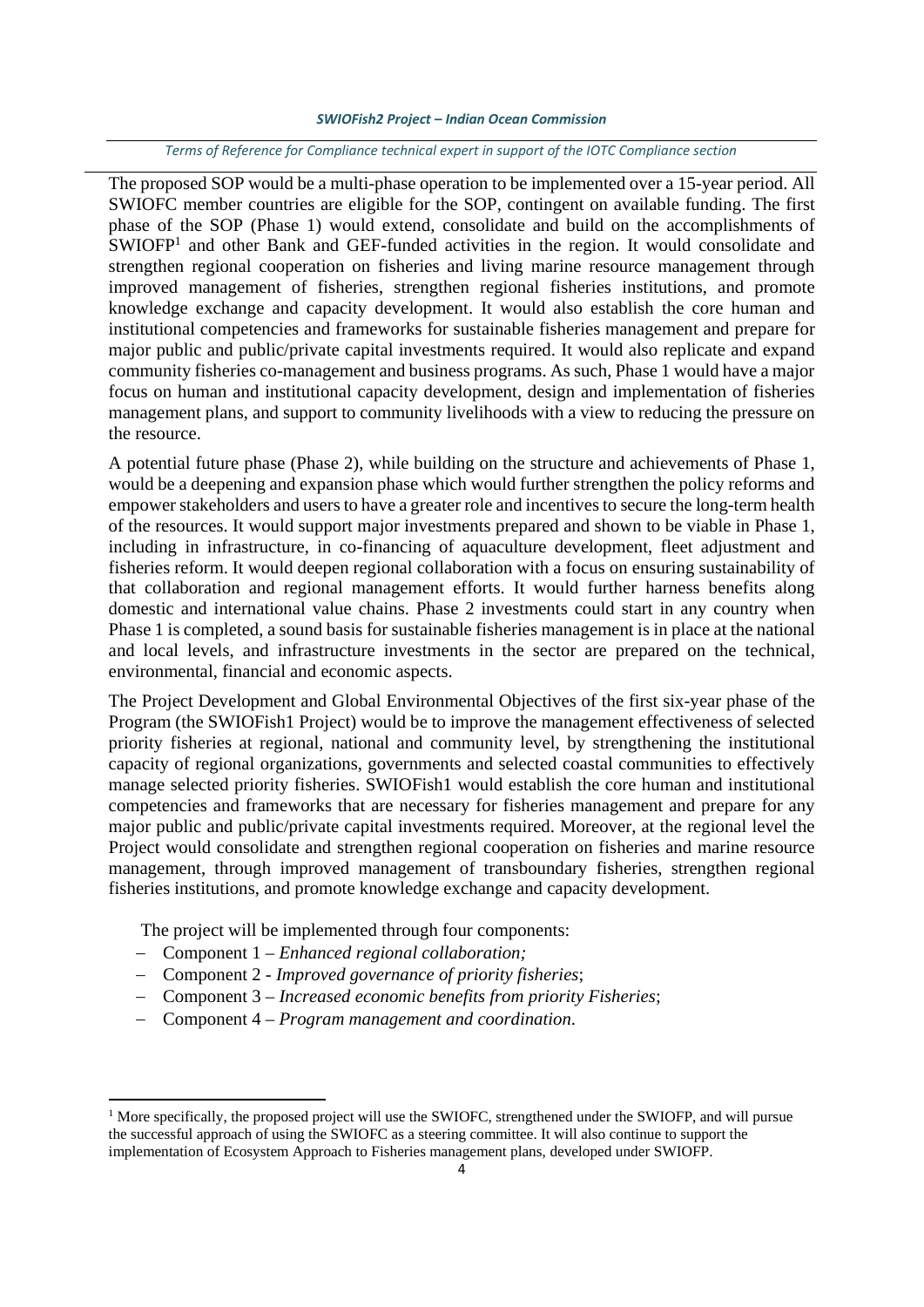The proposed SOP would be a multi-phase operation to be implemented over a 15-year period. All SWIOFC member countries are eligible for the SOP, contingent on available funding. The first phase of the SOP (Phase 1) would extend, consolidate and build on the accomplishments of SWIOFP[1] and other Bank and GEF-funded activities in the region. It would consolidate and strengthen regional cooperation on fisheries and living marine resource management through improved management of fisheries, strengthen regional fisheries institutions, and promote knowledge exchange and capacity development. It would also establish the core human and institutional competencies and frameworks for sustainable fisheries management and prepare for major public and public/private capital investments required. It would also replicate and expand community fisheries co-management and business programs. As such, Phase 1 would have a major focus on human and institutional capacity development, design and implementation of fisheries management plans, and support to community livelihoods with a view to reducing the pressure on the resource.

A potential future phase (Phase 2), while building on the structure and achievements of Phase 1, would be a deepening and expansion phase which would further strengthen the policy reforms and empower stakeholders and users to have a greater role and incentives to secure the long-term health of the resources. It would support major investments prepared and shown to be viable in Phase 1, including in infrastructure, in co-financing of aquaculture development, fleet adjustment and fisheries reform. It would deepen regional collaboration with a focus on ensuring sustainability of that collaboration and regional management efforts. It would further harness benefits along domestic and international value chains. Phase 2 investments could start in any country when Phase 1 is completed, a sound basis for sustainable fisheries management is in place at the national and local levels, and infrastructure investments in the sector are prepared on the technical, environmental, financial and economic aspects.

The Project Development and Global Environmental Objectives of the first six-year phase of the Program (the SWIOFish1 Project) would be to improve the management effectiveness of selected priority fisheries at regional, national and community level, by strengthening the institutional capacity of regional organizations, governments and selected coastal communities to effectively manage selected priority fisheries. SWIOFish1 would establish the core human and institutional competencies and frameworks that are necessary for fisheries management and prepare for any major public and public/private capital investments required. Moreover, at the regional level the Project would consolidate and strengthen regional cooperation on fisheries and marine resource management, through improved management of transboundary fisheries, strengthen regional fisheries institutions, and promote knowledge exchange and capacity development.

The project will be implemented through four components:

- Component 1 – *Enhanced regional collaboration;*
- Component 2 - *Improved governance of priority fisheries*;
- Component 3 – *Increased economic benefits from priority Fisheries*;
- Component 4 – *Program management and coordination*.

[1] More specifically, the proposed project will use the SWIOFC, strengthened under the SWIOFP, and will pursue the successful approach of using the SWIOFC as a steering committee. It will also continue to support the implementation of Ecosystem Approach to Fisheries management plans, developed under SWIOFP.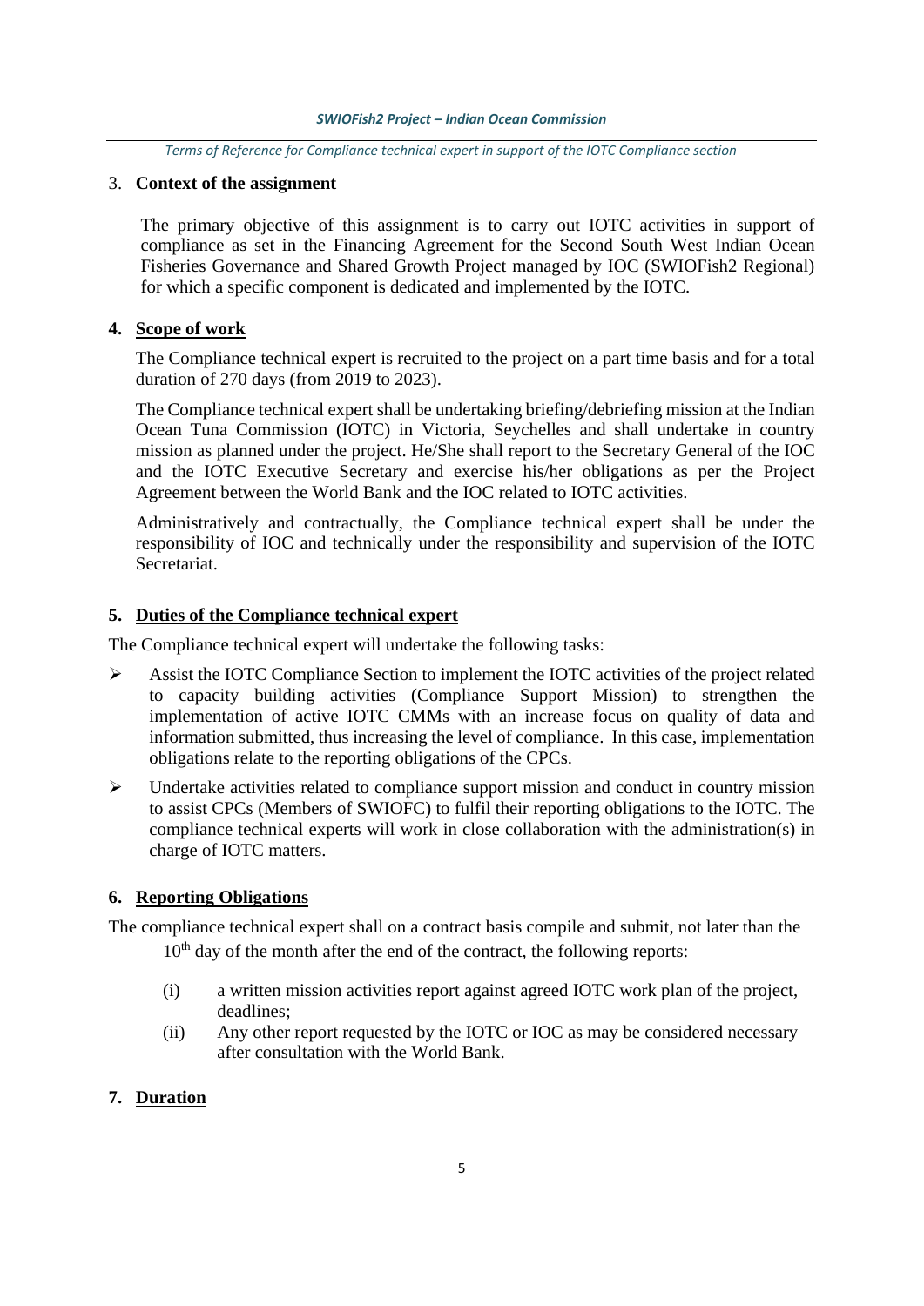## 3. Context of the assignment

The primary objective of this assignment is to carry out IOTC activities in support of compliance as set in the Financing Agreement for the Second South West Indian Ocean Fisheries Governance and Shared Growth Project managed by IOC (SWIOFish2 Regional) for which a specific component is dedicated and implemented by the IOTC.

## 4. Scope of work

The Compliance technical expert is recruited to the project on a part time basis and for a total duration of 270 days (from 2019 to 2023).

The Compliance technical expert shall be undertaking briefing/debriefing mission at the Indian Ocean Tuna Commission (IOTC) in Victoria, Seychelles and shall undertake in country mission as planned under the project. He/She shall report to the Secretary General of the IOC and the IOTC Executive Secretary and exercise his/her obligations as per the Project Agreement between the World Bank and the IOC related to IOTC activities.

Administratively and contractually, the Compliance technical expert shall be under the responsibility of IOC and technically under the responsibility and supervision of the IOTC Secretariat.

## 5. Duties of the Compliance technical expert

The Compliance technical expert will undertake the following tasks:

- Assist the IOTC Compliance Section to implement the IOTC activities of the project related to capacity building activities (Compliance Support Mission) to strengthen the implementation of active IOTC CMMs with an increase focus on quality of data and information submitted, thus increasing the level of compliance. In this case, implementation obligations relate to the reporting obligations of the CPCs.
- Undertake activities related to compliance support mission and conduct in country mission to assist CPCs (Members of SWIOFC) to fulfil their reporting obligations to the IOTC. The compliance technical experts will work in close collaboration with the administration(s) in charge of IOTC matters.

## 6. Reporting Obligations

The compliance technical expert shall on a contract basis compile and submit, not later than the 10th day of the month after the end of the contract, the following reports:

(i) a written mission activities report against agreed IOTC work plan of the project, deadlines;

(ii) Any other report requested by the IOTC or IOC as may be considered necessary after consultation with the World Bank.

## 7. Duration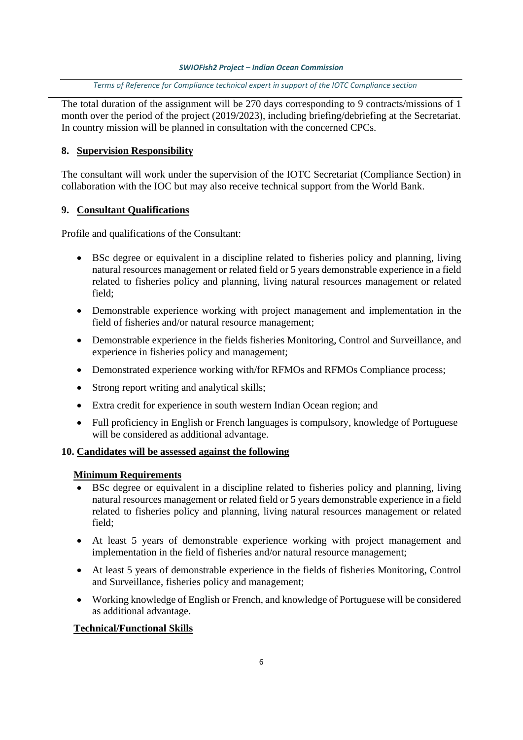The total duration of the assignment will be 270 days corresponding to 9 contracts/missions of 1 month over the period of the project (2019/2023), including briefing/debriefing at the Secretariat. In country mission will be planned in consultation with the concerned CPCs.

## 8. Supervision Responsibility

The consultant will work under the supervision of the IOTC Secretariat (Compliance Section) in collaboration with the IOC but may also receive technical support from the World Bank.

## 9. Consultant Qualifications

Profile and qualifications of the Consultant:

- BSc degree or equivalent in a discipline related to fisheries policy and planning, living natural resources management or related field or 5 years demonstrable experience in a field related to fisheries policy and planning, living natural resources management or related field;
- Demonstrable experience working with project management and implementation in the field of fisheries and/or natural resource management;
- Demonstrable experience in the fields fisheries Monitoring, Control and Surveillance, and experience in fisheries policy and management;
- Demonstrated experience working with/for RFMOs and RFMOs Compliance process;
- Strong report writing and analytical skills;
- Extra credit for experience in south western Indian Ocean region; and
- Full proficiency in English or French languages is compulsory, knowledge of Portuguese will be considered as additional advantage.

## 10. Candidates will be assessed against the following

### Minimum Requirements

- BSc degree or equivalent in a discipline related to fisheries policy and planning, living natural resources management or related field or 5 years demonstrable experience in a field related to fisheries policy and planning, living natural resources management or related field;
- At least 5 years of demonstrable experience working with project management and implementation in the field of fisheries and/or natural resource management;
- At least 5 years of demonstrable experience in the fields of fisheries Monitoring, Control and Surveillance, fisheries policy and management;
- Working knowledge of English or French, and knowledge of Portuguese will be considered as additional advantage.

### Technical/Functional Skills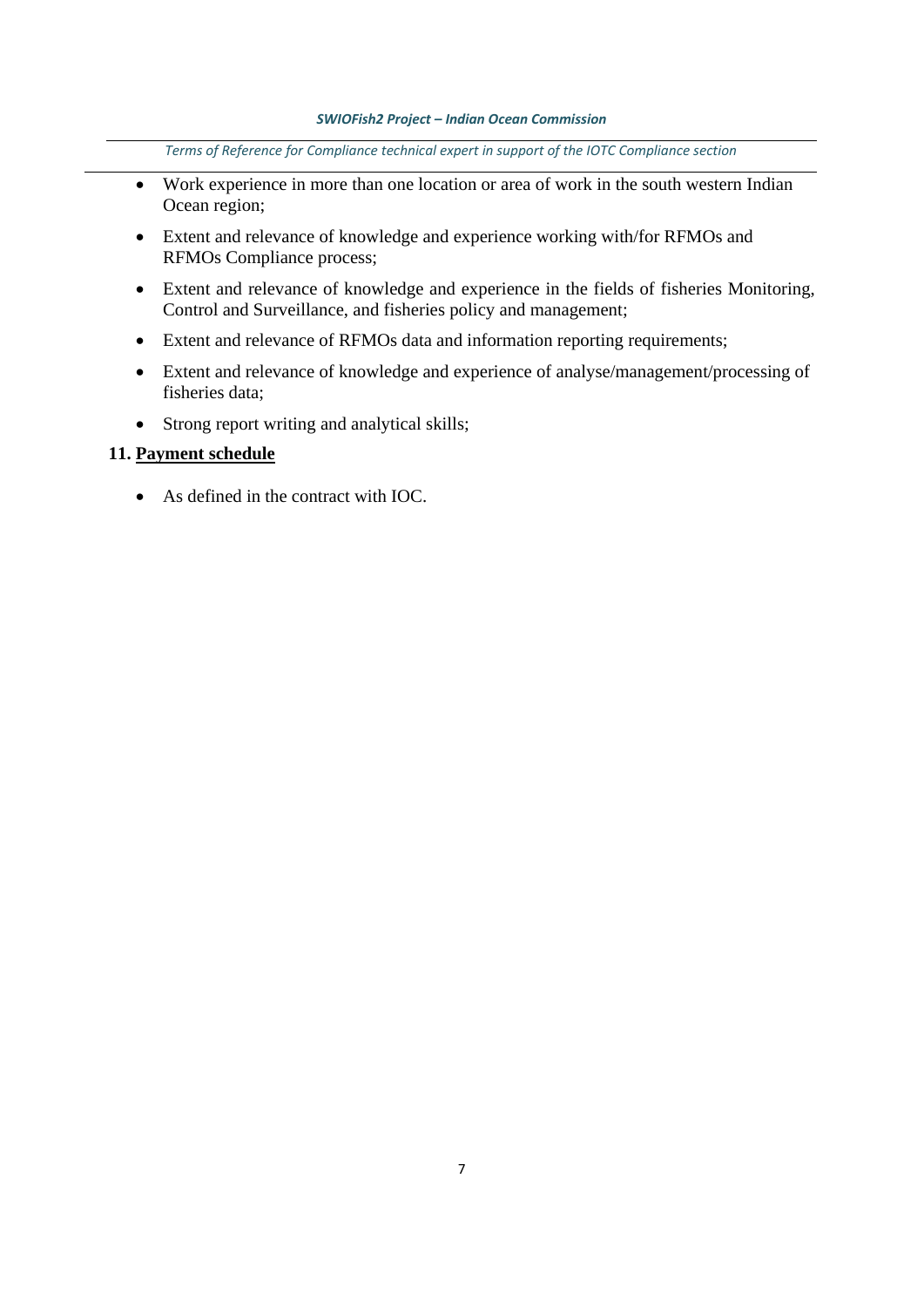- Work experience in more than one location or area of work in the south western Indian Ocean region;
- Extent and relevance of knowledge and experience working with/for RFMOs and RFMOs Compliance process;
- Extent and relevance of knowledge and experience in the fields of fisheries Monitoring, Control and Surveillance, and fisheries policy and management;
- Extent and relevance of RFMOs data and information reporting requirements;
- Extent and relevance of knowledge and experience of analyse/management/processing of fisheries data;
- Strong report writing and analytical skills;

## 11. Payment schedule

- As defined in the contract with IOC.